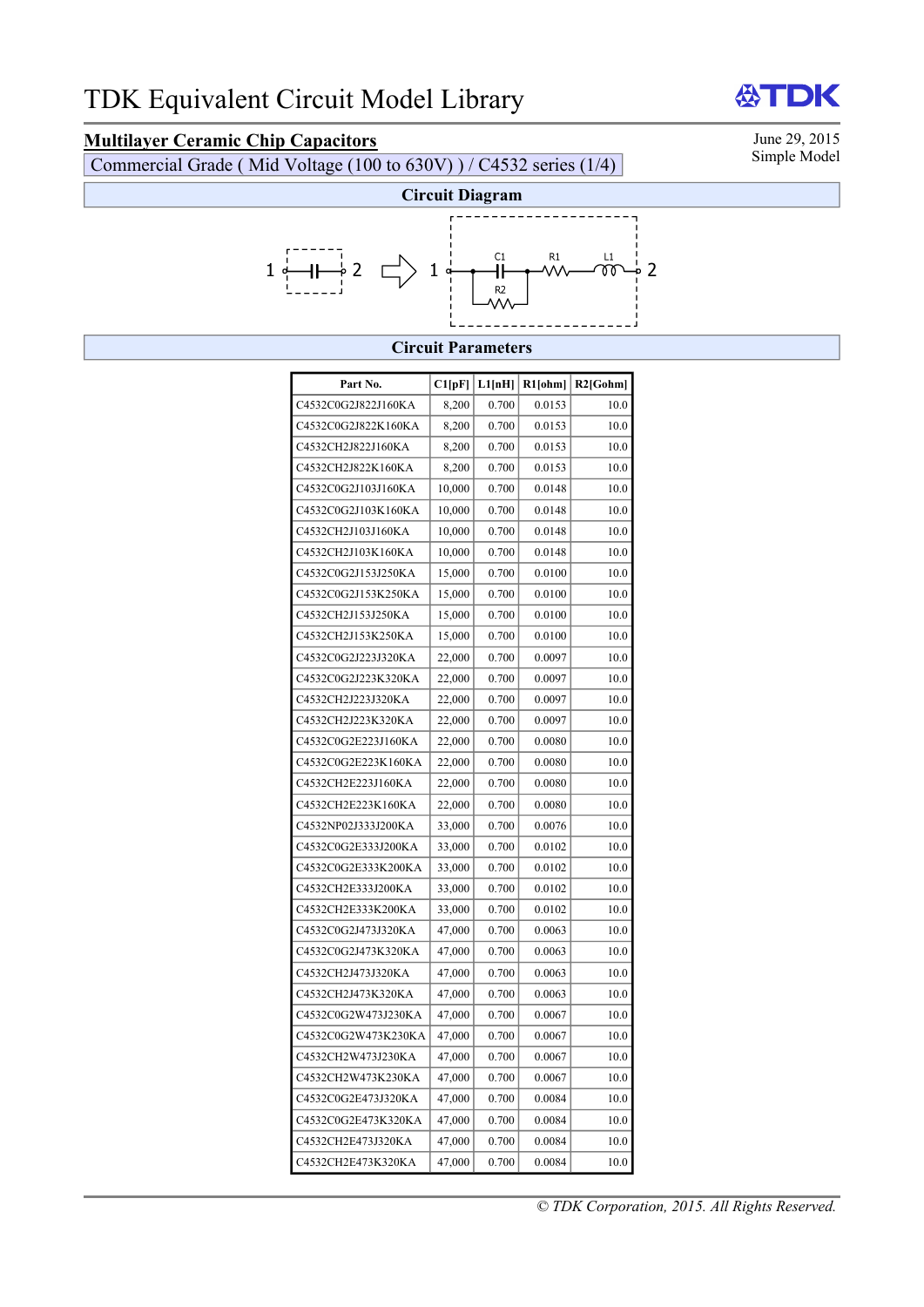# TDK Equivalent Circuit Model Library

## Multilayer Ceramic Chip Capacitors

June 29, 2015
Simple Model

Commercial Grade ( Mid Voltage (100 to 630V) ) / C4532 series (1/4)

### Circuit Diagram

1 —C1—R1—L1— 2 (R2 in parallel with C1)

### Circuit Parameters

| Part No. | C1[pF] | L1[nH] | R1[ohm] | R2[Gohm] |
|---|---|---|---|---|
| C4532C0G2J822J160KA | 8,200 | 0.700 | 0.0153 | 10.0 |
| C4532C0G2J822K160KA | 8,200 | 0.700 | 0.0153 | 10.0 |
| C4532CH2J822J160KA | 8,200 | 0.700 | 0.0153 | 10.0 |
| C4532CH2J822K160KA | 8,200 | 0.700 | 0.0153 | 10.0 |
| C4532C0G2J103J160KA | 10,000 | 0.700 | 0.0148 | 10.0 |
| C4532C0G2J103K160KA | 10,000 | 0.700 | 0.0148 | 10.0 |
| C4532CH2J103J160KA | 10,000 | 0.700 | 0.0148 | 10.0 |
| C4532CH2J103K160KA | 10,000 | 0.700 | 0.0148 | 10.0 |
| C4532C0G2J153J250KA | 15,000 | 0.700 | 0.0100 | 10.0 |
| C4532C0G2J153K250KA | 15,000 | 0.700 | 0.0100 | 10.0 |
| C4532CH2J153J250KA | 15,000 | 0.700 | 0.0100 | 10.0 |
| C4532CH2J153K250KA | 15,000 | 0.700 | 0.0100 | 10.0 |
| C4532C0G2J223J320KA | 22,000 | 0.700 | 0.0097 | 10.0 |
| C4532C0G2J223K320KA | 22,000 | 0.700 | 0.0097 | 10.0 |
| C4532CH2J223J320KA | 22,000 | 0.700 | 0.0097 | 10.0 |
| C4532CH2J223K320KA | 22,000 | 0.700 | 0.0097 | 10.0 |
| C4532C0G2E223J160KA | 22,000 | 0.700 | 0.0080 | 10.0 |
| C4532C0G2E223K160KA | 22,000 | 0.700 | 0.0080 | 10.0 |
| C4532CH2E223J160KA | 22,000 | 0.700 | 0.0080 | 10.0 |
| C4532CH2E223K160KA | 22,000 | 0.700 | 0.0080 | 10.0 |
| C4532NP02J333J200KA | 33,000 | 0.700 | 0.0076 | 10.0 |
| C4532C0G2E333J200KA | 33,000 | 0.700 | 0.0102 | 10.0 |
| C4532C0G2E333K200KA | 33,000 | 0.700 | 0.0102 | 10.0 |
| C4532CH2E333J200KA | 33,000 | 0.700 | 0.0102 | 10.0 |
| C4532CH2E333K200KA | 33,000 | 0.700 | 0.0102 | 10.0 |
| C4532C0G2J473J320KA | 47,000 | 0.700 | 0.0063 | 10.0 |
| C4532C0G2J473K320KA | 47,000 | 0.700 | 0.0063 | 10.0 |
| C4532CH2J473J320KA | 47,000 | 0.700 | 0.0063 | 10.0 |
| C4532CH2J473K320KA | 47,000 | 0.700 | 0.0063 | 10.0 |
| C4532C0G2W473J230KA | 47,000 | 0.700 | 0.0067 | 10.0 |
| C4532C0G2W473K230KA | 47,000 | 0.700 | 0.0067 | 10.0 |
| C4532CH2W473J230KA | 47,000 | 0.700 | 0.0067 | 10.0 |
| C4532CH2W473K230KA | 47,000 | 0.700 | 0.0067 | 10.0 |
| C4532C0G2E473J320KA | 47,000 | 0.700 | 0.0084 | 10.0 |
| C4532C0G2E473K320KA | 47,000 | 0.700 | 0.0084 | 10.0 |
| C4532CH2E473J320KA | 47,000 | 0.700 | 0.0084 | 10.0 |
| C4532CH2E473K320KA | 47,000 | 0.700 | 0.0084 | 10.0 |

*© TDK Corporation, 2015. All Rights Reserved.*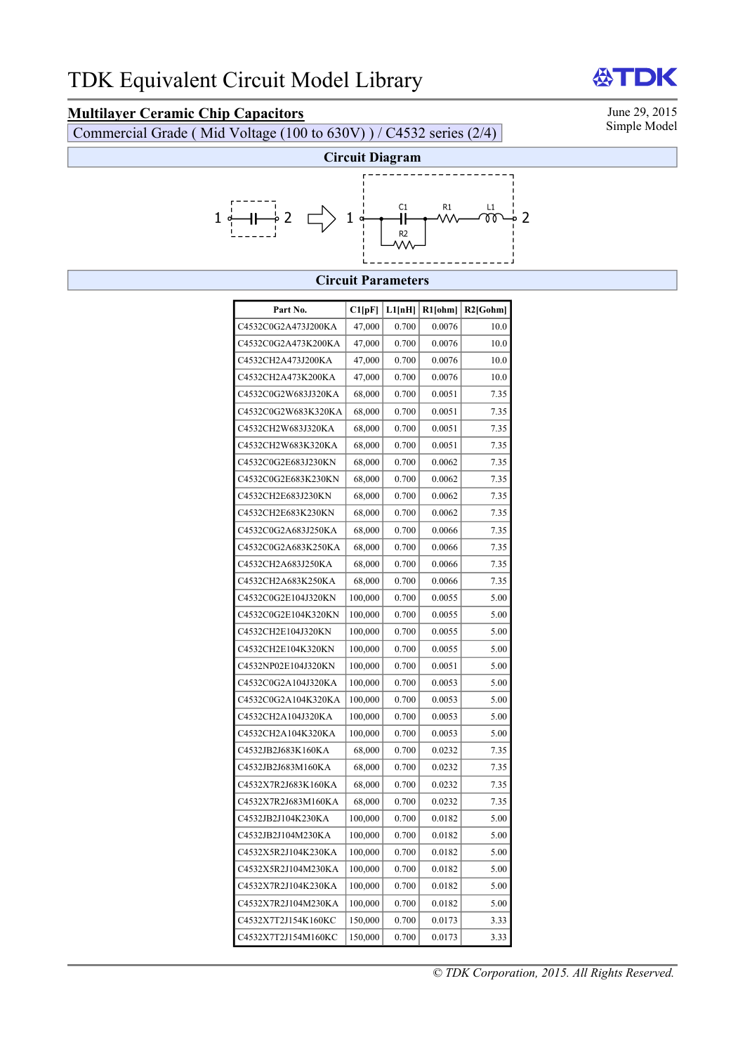# TDK Equivalent Circuit Model Library

## Multilayer Ceramic Chip Capacitors

June 29, 2015
Simple Model

Commercial Grade ( Mid Voltage (100 to 630V) ) / C4532 series (2/4)

### Circuit Diagram

### Circuit Parameters

| Part No. | C1[pF] | L1[nH] | R1[ohm] | R2[Gohm] |
|---|---|---|---|---|
| C4532C0G2A473J200KA | 47,000 | 0.700 | 0.0076 | 10.0 |
| C4532C0G2A473K200KA | 47,000 | 0.700 | 0.0076 | 10.0 |
| C4532CH2A473J200KA | 47,000 | 0.700 | 0.0076 | 10.0 |
| C4532CH2A473K200KA | 47,000 | 0.700 | 0.0076 | 10.0 |
| C4532C0G2W683J320KA | 68,000 | 0.700 | 0.0051 | 7.35 |
| C4532C0G2W683K320KA | 68,000 | 0.700 | 0.0051 | 7.35 |
| C4532CH2W683J320KA | 68,000 | 0.700 | 0.0051 | 7.35 |
| C4532CH2W683K320KA | 68,000 | 0.700 | 0.0051 | 7.35 |
| C4532C0G2E683J230KN | 68,000 | 0.700 | 0.0062 | 7.35 |
| C4532C0G2E683K230KN | 68,000 | 0.700 | 0.0062 | 7.35 |
| C4532CH2E683J230KN | 68,000 | 0.700 | 0.0062 | 7.35 |
| C4532CH2E683K230KN | 68,000 | 0.700 | 0.0062 | 7.35 |
| C4532C0G2A683J250KA | 68,000 | 0.700 | 0.0066 | 7.35 |
| C4532C0G2A683K250KA | 68,000 | 0.700 | 0.0066 | 7.35 |
| C4532CH2A683J250KA | 68,000 | 0.700 | 0.0066 | 7.35 |
| C4532CH2A683K250KA | 68,000 | 0.700 | 0.0066 | 7.35 |
| C4532C0G2E104J320KN | 100,000 | 0.700 | 0.0055 | 5.00 |
| C4532C0G2E104K320KN | 100,000 | 0.700 | 0.0055 | 5.00 |
| C4532CH2E104J320KN | 100,000 | 0.700 | 0.0055 | 5.00 |
| C4532CH2E104K320KN | 100,000 | 0.700 | 0.0055 | 5.00 |
| C4532NP02E104J320KN | 100,000 | 0.700 | 0.0051 | 5.00 |
| C4532C0G2A104J320KA | 100,000 | 0.700 | 0.0053 | 5.00 |
| C4532C0G2A104K320KA | 100,000 | 0.700 | 0.0053 | 5.00 |
| C4532CH2A104J320KA | 100,000 | 0.700 | 0.0053 | 5.00 |
| C4532CH2A104K320KA | 100,000 | 0.700 | 0.0053 | 5.00 |
| C4532JB2J683K160KA | 68,000 | 0.700 | 0.0232 | 7.35 |
| C4532JB2J683M160KA | 68,000 | 0.700 | 0.0232 | 7.35 |
| C4532X7R2J683K160KA | 68,000 | 0.700 | 0.0232 | 7.35 |
| C4532X7R2J683M160KA | 68,000 | 0.700 | 0.0232 | 7.35 |
| C4532JB2J104K230KA | 100,000 | 0.700 | 0.0182 | 5.00 |
| C4532JB2J104M230KA | 100,000 | 0.700 | 0.0182 | 5.00 |
| C4532X5R2J104K230KA | 100,000 | 0.700 | 0.0182 | 5.00 |
| C4532X5R2J104M230KA | 100,000 | 0.700 | 0.0182 | 5.00 |
| C4532X7R2J104K230KA | 100,000 | 0.700 | 0.0182 | 5.00 |
| C4532X7R2J104M230KA | 100,000 | 0.700 | 0.0182 | 5.00 |
| C4532X7T2J154K160KC | 150,000 | 0.700 | 0.0173 | 3.33 |
| C4532X7T2J154M160KC | 150,000 | 0.700 | 0.0173 | 3.33 |

*© TDK Corporation, 2015. All Rights Reserved.*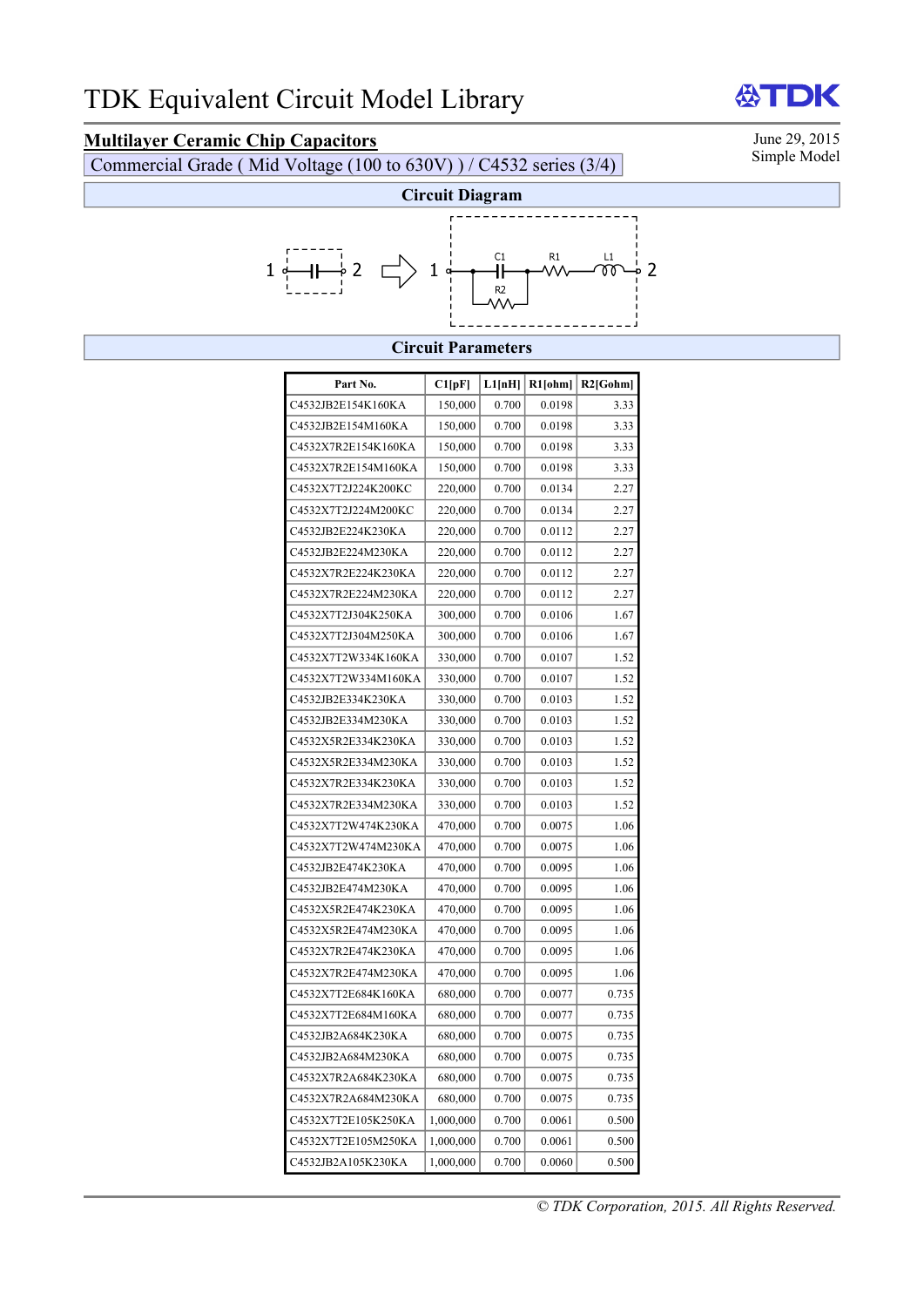# TDK Equivalent Circuit Model Library

TDK

## Multilayer Ceramic Chip Capacitors

Commercial Grade ( Mid Voltage (100 to 630V) ) / C4532 series (3/4)

June 29, 2015
Simple Model

### Circuit Diagram

1 —| |— 2 ⇒ 1 — C1 (parallel R2) — R1 — L1 — 2

### Circuit Parameters

| Part No. | C1[pF] | L1[nH] | R1[ohm] | R2[Gohm] |
|---|---|---|---|---|
| C4532JB2E154K160KA | 150,000 | 0.700 | 0.0198 | 3.33 |
| C4532JB2E154M160KA | 150,000 | 0.700 | 0.0198 | 3.33 |
| C4532X7R2E154K160KA | 150,000 | 0.700 | 0.0198 | 3.33 |
| C4532X7R2E154M160KA | 150,000 | 0.700 | 0.0198 | 3.33 |
| C4532X7T2J224K200KC | 220,000 | 0.700 | 0.0134 | 2.27 |
| C4532X7T2J224M200KC | 220,000 | 0.700 | 0.0134 | 2.27 |
| C4532JB2E224K230KA | 220,000 | 0.700 | 0.0112 | 2.27 |
| C4532JB2E224M230KA | 220,000 | 0.700 | 0.0112 | 2.27 |
| C4532X7R2E224K230KA | 220,000 | 0.700 | 0.0112 | 2.27 |
| C4532X7R2E224M230KA | 220,000 | 0.700 | 0.0112 | 2.27 |
| C4532X7T2J304K250KA | 300,000 | 0.700 | 0.0106 | 1.67 |
| C4532X7T2J304M250KA | 300,000 | 0.700 | 0.0106 | 1.67 |
| C4532X7T2W334K160KA | 330,000 | 0.700 | 0.0107 | 1.52 |
| C4532X7T2W334M160KA | 330,000 | 0.700 | 0.0107 | 1.52 |
| C4532JB2E334K230KA | 330,000 | 0.700 | 0.0103 | 1.52 |
| C4532JB2E334M230KA | 330,000 | 0.700 | 0.0103 | 1.52 |
| C4532X5R2E334K230KA | 330,000 | 0.700 | 0.0103 | 1.52 |
| C4532X5R2E334M230KA | 330,000 | 0.700 | 0.0103 | 1.52 |
| C4532X7R2E334K230KA | 330,000 | 0.700 | 0.0103 | 1.52 |
| C4532X7R2E334M230KA | 330,000 | 0.700 | 0.0103 | 1.52 |
| C4532X7T2W474K230KA | 470,000 | 0.700 | 0.0075 | 1.06 |
| C4532X7T2W474M230KA | 470,000 | 0.700 | 0.0075 | 1.06 |
| C4532JB2E474K230KA | 470,000 | 0.700 | 0.0095 | 1.06 |
| C4532JB2E474M230KA | 470,000 | 0.700 | 0.0095 | 1.06 |
| C4532X5R2E474K230KA | 470,000 | 0.700 | 0.0095 | 1.06 |
| C4532X5R2E474M230KA | 470,000 | 0.700 | 0.0095 | 1.06 |
| C4532X7R2E474K230KA | 470,000 | 0.700 | 0.0095 | 1.06 |
| C4532X7R2E474M230KA | 470,000 | 0.700 | 0.0095 | 1.06 |
| C4532X7T2E684K160KA | 680,000 | 0.700 | 0.0077 | 0.735 |
| C4532X7T2E684M160KA | 680,000 | 0.700 | 0.0077 | 0.735 |
| C4532JB2A684K230KA | 680,000 | 0.700 | 0.0075 | 0.735 |
| C4532JB2A684M230KA | 680,000 | 0.700 | 0.0075 | 0.735 |
| C4532X7R2A684K230KA | 680,000 | 0.700 | 0.0075 | 0.735 |
| C4532X7R2A684M230KA | 680,000 | 0.700 | 0.0075 | 0.735 |
| C4532X7T2E105K250KA | 1,000,000 | 0.700 | 0.0061 | 0.500 |
| C4532X7T2E105M250KA | 1,000,000 | 0.700 | 0.0061 | 0.500 |
| C4532JB2A105K230KA | 1,000,000 | 0.700 | 0.0060 | 0.500 |

*© TDK Corporation, 2015. All Rights Reserved.*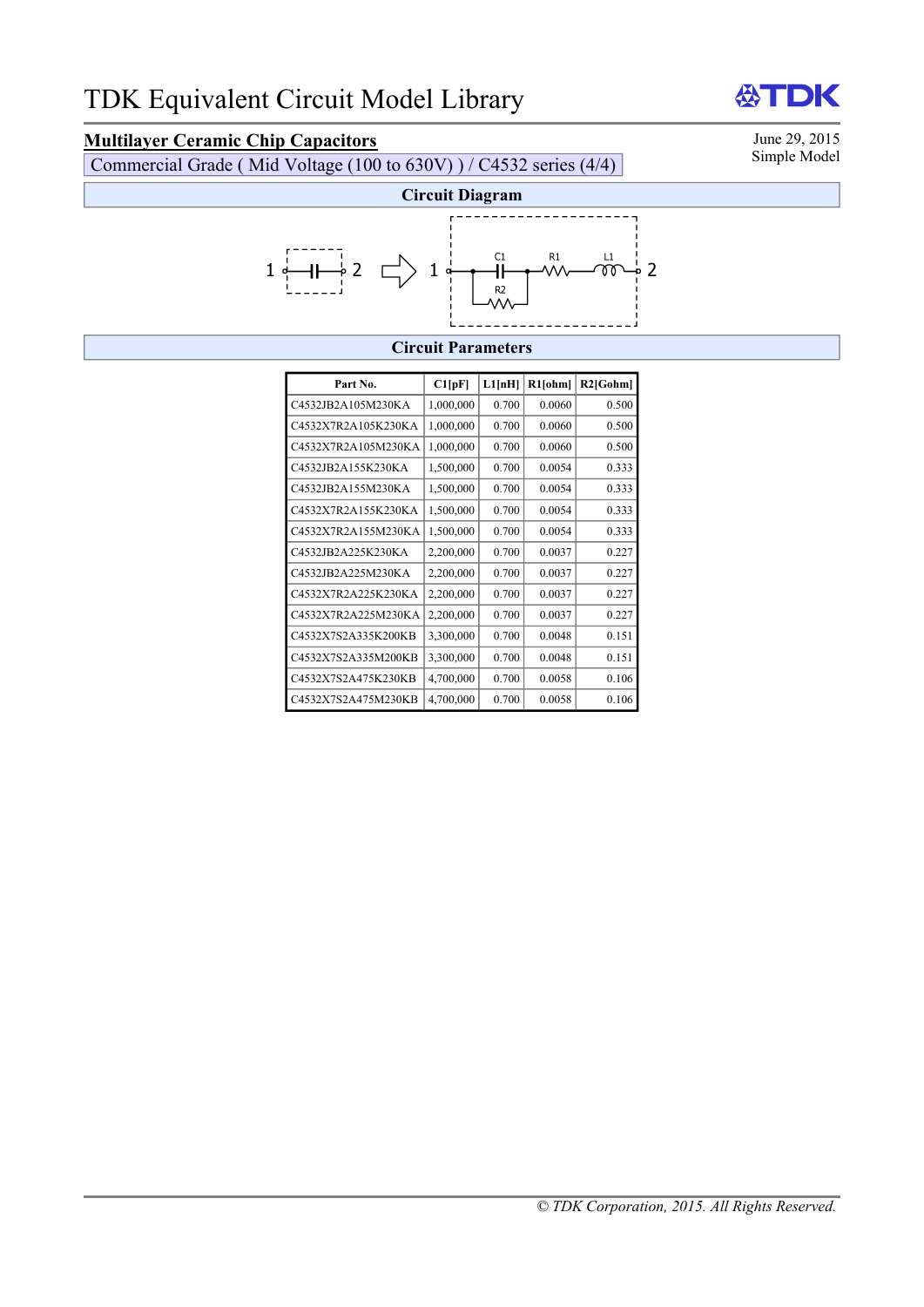# TDK Equivalent Circuit Model Library

**Multilayer Ceramic Chip Capacitors**

Commercial Grade ( Mid Voltage (100 to 630V) ) / C4532 series (4/4)

June 29, 2015
Simple Model

## Circuit Diagram

1 2 ⇒ 1 C1 R1 L1 2
R2

## Circuit Parameters

| Part No. | C1[pF] | L1[nH] | R1[ohm] | R2[Gohm] |
|---|---|---|---|---|
| C4532JB2A105M230KA | 1,000,000 | 0.700 | 0.0060 | 0.500 |
| C4532X7R2A105K230KA | 1,000,000 | 0.700 | 0.0060 | 0.500 |
| C4532X7R2A105M230KA | 1,000,000 | 0.700 | 0.0060 | 0.500 |
| C4532JB2A155K230KA | 1,500,000 | 0.700 | 0.0054 | 0.333 |
| C4532JB2A155M230KA | 1,500,000 | 0.700 | 0.0054 | 0.333 |
| C4532X7R2A155K230KA | 1,500,000 | 0.700 | 0.0054 | 0.333 |
| C4532X7R2A155M230KA | 1,500,000 | 0.700 | 0.0054 | 0.333 |
| C4532JB2A225K230KA | 2,200,000 | 0.700 | 0.0037 | 0.227 |
| C4532JB2A225M230KA | 2,200,000 | 0.700 | 0.0037 | 0.227 |
| C4532X7R2A225K230KA | 2,200,000 | 0.700 | 0.0037 | 0.227 |
| C4532X7R2A225M230KA | 2,200,000 | 0.700 | 0.0037 | 0.227 |
| C4532X7S2A335K200KB | 3,300,000 | 0.700 | 0.0048 | 0.151 |
| C4532X7S2A335M200KB | 3,300,000 | 0.700 | 0.0048 | 0.151 |
| C4532X7S2A475K230KB | 4,700,000 | 0.700 | 0.0058 | 0.106 |
| C4532X7S2A475M230KB | 4,700,000 | 0.700 | 0.0058 | 0.106 |

*© TDK Corporation, 2015. All Rights Reserved.*